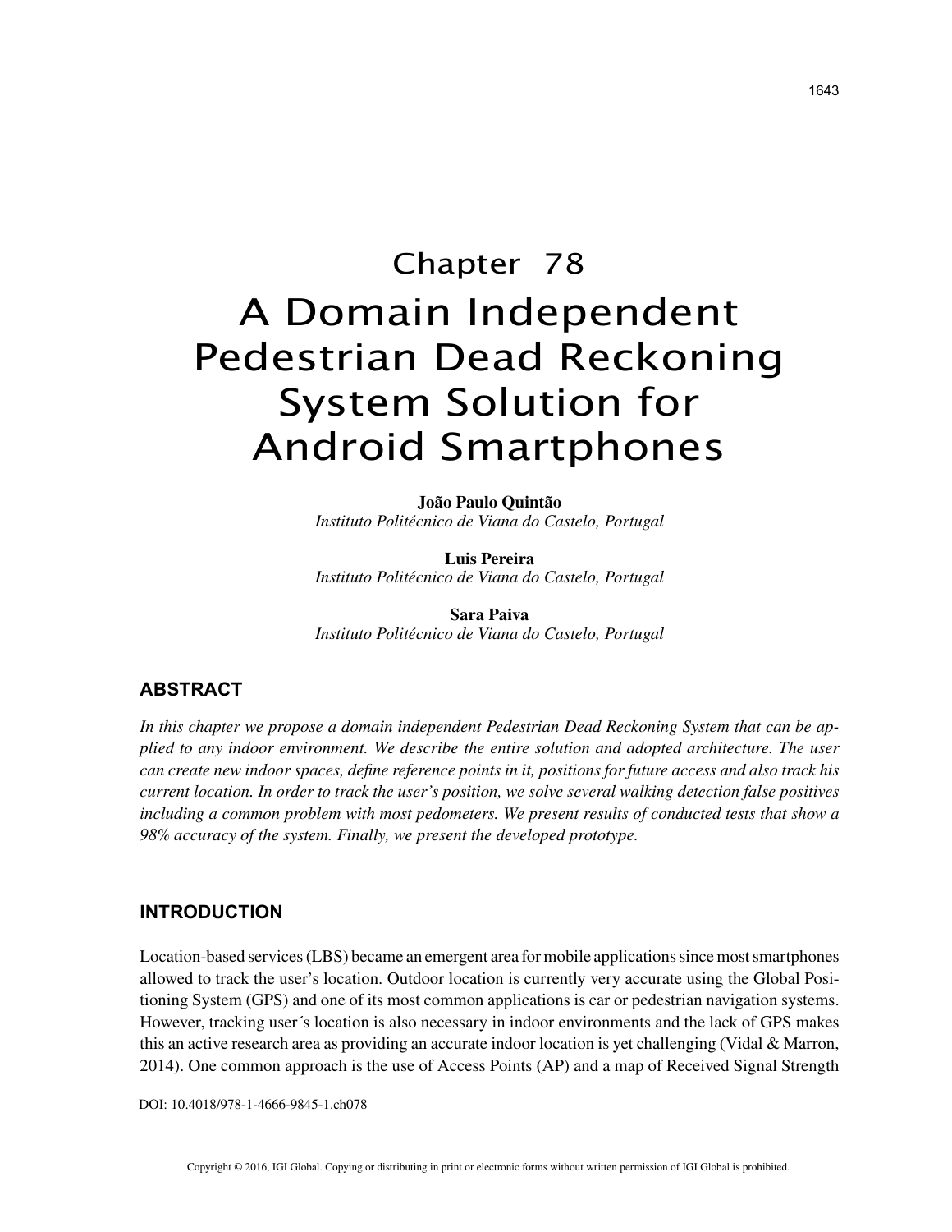# Chapter 78

# A Domain Independent Pedestrian Dead Reckoning System Solution for Android Smartphones

**João Paulo Quintão**
*Instituto Politécnico de Viana do Castelo, Portugal*

**Luis Pereira**
*Instituto Politécnico de Viana do Castelo, Portugal*

**Sara Paiva**
*Instituto Politécnico de Viana do Castelo, Portugal*

## ABSTRACT

*In this chapter we propose a domain independent Pedestrian Dead Reckoning System that can be applied to any indoor environment. We describe the entire solution and adopted architecture. The user can create new indoor spaces, define reference points in it, positions for future access and also track his current location. In order to track the user's position, we solve several walking detection false positives including a common problem with most pedometers. We present results of conducted tests that show a 98% accuracy of the system. Finally, we present the developed prototype.*

## INTRODUCTION

Location-based services (LBS) became an emergent area for mobile applications since most smartphones allowed to track the user's location. Outdoor location is currently very accurate using the Global Positioning System (GPS) and one of its most common applications is car or pedestrian navigation systems. However, tracking user´s location is also necessary in indoor environments and the lack of GPS makes this an active research area as providing an accurate indoor location is yet challenging (Vidal & Marron, 2014). One common approach is the use of Access Points (AP) and a map of Received Signal Strength

DOI: 10.4018/978-1-4666-9845-1.ch078

Copyright © 2016, IGI Global. Copying or distributing in print or electronic forms without written permission of IGI Global is prohibited.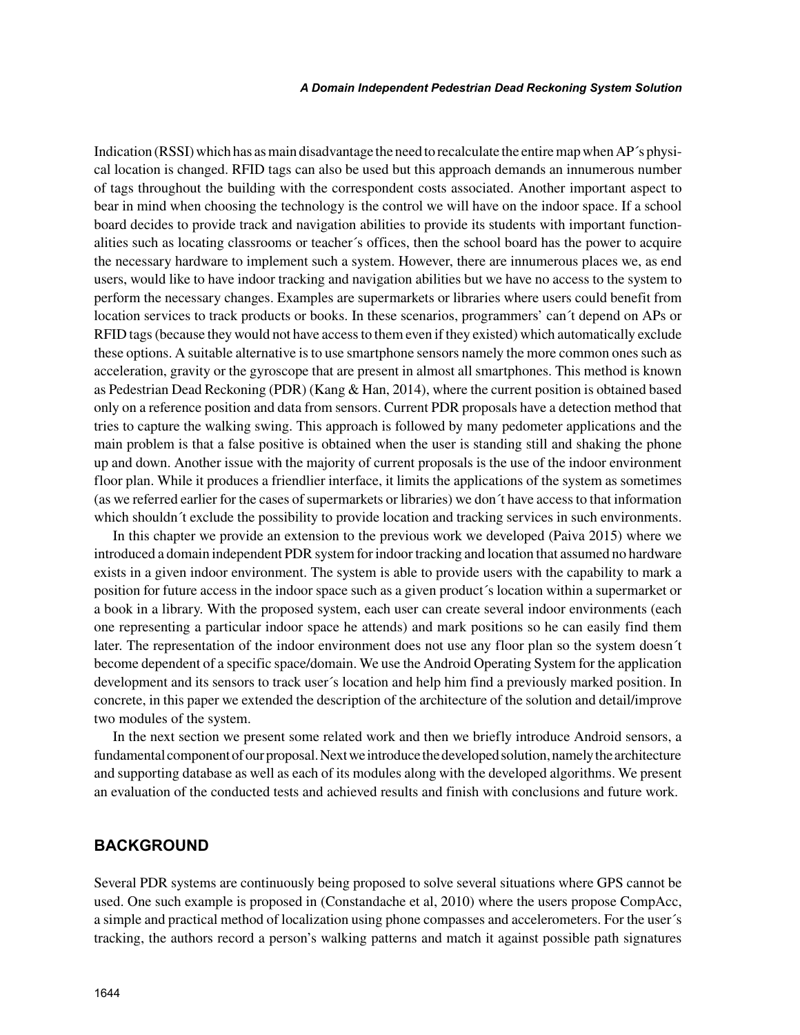Indication (RSSI) which has as main disadvantage the need to recalculate the entire map when AP´s physical location is changed. RFID tags can also be used but this approach demands an innumerous number of tags throughout the building with the correspondent costs associated. Another important aspect to bear in mind when choosing the technology is the control we will have on the indoor space. If a school board decides to provide track and navigation abilities to provide its students with important functionalities such as locating classrooms or teacher´s offices, then the school board has the power to acquire the necessary hardware to implement such a system. However, there are innumerous places we, as end users, would like to have indoor tracking and navigation abilities but we have no access to the system to perform the necessary changes. Examples are supermarkets or libraries where users could benefit from location services to track products or books. In these scenarios, programmers' can´t depend on APs or RFID tags (because they would not have access to them even if they existed) which automatically exclude these options. A suitable alternative is to use smartphone sensors namely the more common ones such as acceleration, gravity or the gyroscope that are present in almost all smartphones. This method is known as Pedestrian Dead Reckoning (PDR) (Kang & Han, 2014), where the current position is obtained based only on a reference position and data from sensors. Current PDR proposals have a detection method that tries to capture the walking swing. This approach is followed by many pedometer applications and the main problem is that a false positive is obtained when the user is standing still and shaking the phone up and down. Another issue with the majority of current proposals is the use of the indoor environment floor plan. While it produces a friendlier interface, it limits the applications of the system as sometimes (as we referred earlier for the cases of supermarkets or libraries) we don´t have access to that information which shouldn´t exclude the possibility to provide location and tracking services in such environments.

In this chapter we provide an extension to the previous work we developed (Paiva 2015) where we introduced a domain independent PDR system for indoor tracking and location that assumed no hardware exists in a given indoor environment. The system is able to provide users with the capability to mark a position for future access in the indoor space such as a given product´s location within a supermarket or a book in a library. With the proposed system, each user can create several indoor environments (each one representing a particular indoor space he attends) and mark positions so he can easily find them later. The representation of the indoor environment does not use any floor plan so the system doesn´t become dependent of a specific space/domain. We use the Android Operating System for the application development and its sensors to track user´s location and help him find a previously marked position. In concrete, in this paper we extended the description of the architecture of the solution and detail/improve two modules of the system.

In the next section we present some related work and then we briefly introduce Android sensors, a fundamental component of our proposal. Next we introduce the developed solution, namely the architecture and supporting database as well as each of its modules along with the developed algorithms. We present an evaluation of the conducted tests and achieved results and finish with conclusions and future work.

## BACKGROUND

Several PDR systems are continuously being proposed to solve several situations where GPS cannot be used. One such example is proposed in (Constandache et al, 2010) where the users propose CompAcc, a simple and practical method of localization using phone compasses and accelerometers. For the user´s tracking, the authors record a person's walking patterns and match it against possible path signatures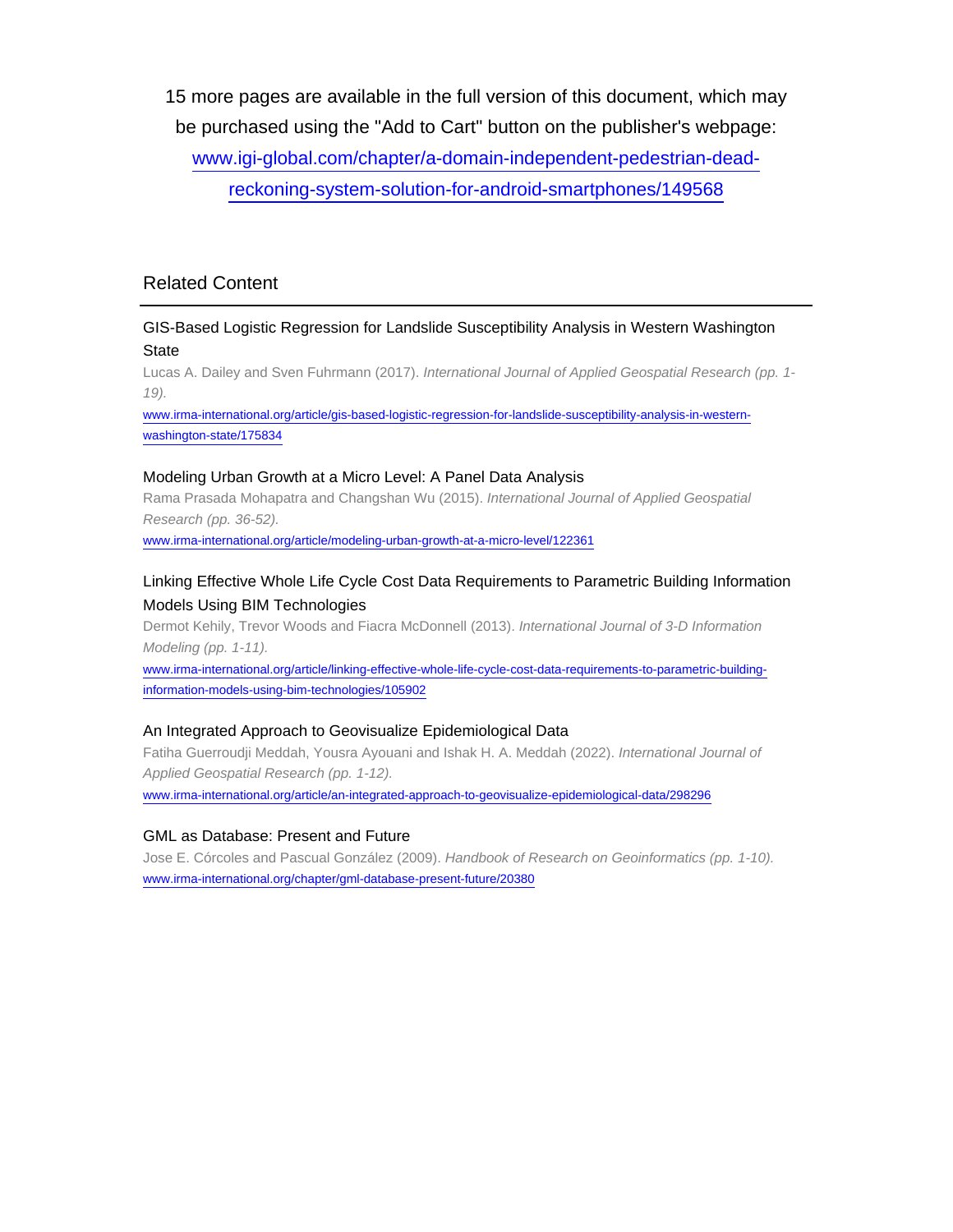15 more pages are available in the full version of this document, which may be purchased using the "Add to Cart" button on the publisher's webpage: [www.igi-global.com/chapter/a-domain-independent-pedestrian-dead-reckoning-system-solution-for-android-smartphones/149568](www.igi-global.com/chapter/a-domain-independent-pedestrian-dead-reckoning-system-solution-for-android-smartphones/149568)

## Related Content

### GIS-Based Logistic Regression for Landslide Susceptibility Analysis in Western Washington State

Lucas A. Dailey and Sven Fuhrmann (2017). *International Journal of Applied Geospatial Research (pp. 1-19).*

[www.irma-international.org/article/gis-based-logistic-regression-for-landslide-susceptibility-analysis-in-western-washington-state/175834](www.irma-international.org/article/gis-based-logistic-regression-for-landslide-susceptibility-analysis-in-western-washington-state/175834)

### Modeling Urban Growth at a Micro Level: A Panel Data Analysis

Rama Prasada Mohapatra and Changshan Wu (2015). *International Journal of Applied Geospatial Research (pp. 36-52).*

[www.irma-international.org/article/modeling-urban-growth-at-a-micro-level/122361](www.irma-international.org/article/modeling-urban-growth-at-a-micro-level/122361)

### Linking Effective Whole Life Cycle Cost Data Requirements to Parametric Building Information Models Using BIM Technologies

Dermot Kehily, Trevor Woods and Fiacra McDonnell (2013). *International Journal of 3-D Information Modeling (pp. 1-11).*

[www.irma-international.org/article/linking-effective-whole-life-cycle-cost-data-requirements-to-parametric-building-information-models-using-bim-technologies/105902](www.irma-international.org/article/linking-effective-whole-life-cycle-cost-data-requirements-to-parametric-building-information-models-using-bim-technologies/105902)

### An Integrated Approach to Geovisualize Epidemiological Data

Fatiha Guerroudji Meddah, Yousra Ayouani and Ishak H. A. Meddah (2022). *International Journal of Applied Geospatial Research (pp. 1-12).*

[www.irma-international.org/article/an-integrated-approach-to-geovisualize-epidemiological-data/298296](www.irma-international.org/article/an-integrated-approach-to-geovisualize-epidemiological-data/298296)

### GML as Database: Present and Future

Jose E. Córcoles and Pascual González (2009). *Handbook of Research on Geoinformatics (pp. 1-10).*

[www.irma-international.org/chapter/gml-database-present-future/20380](www.irma-international.org/chapter/gml-database-present-future/20380)